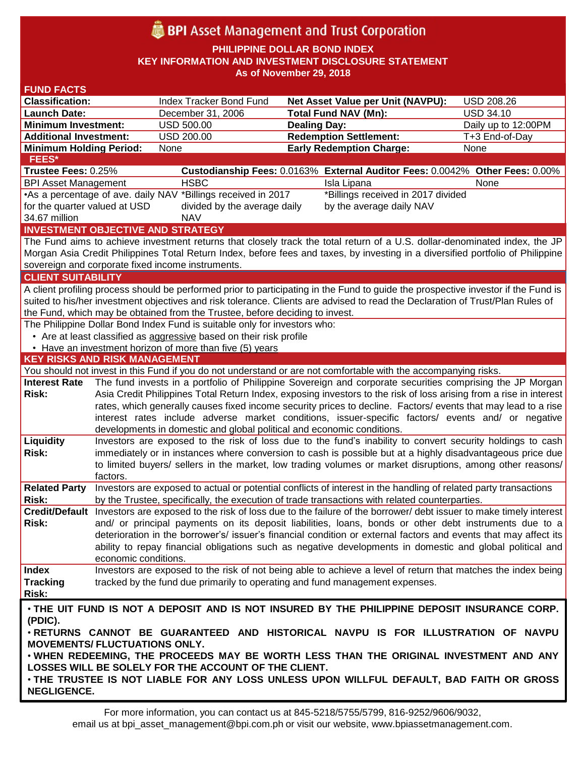# BPI Asset Management and Trust Corporation

**PHILIPPINE DOLLAR BOND INDEX**
**KEY INFORMATION AND INVESTMENT DISCLOSURE STATEMENT**
**As of November 29, 2018**

## FUND FACTS

| | | | |
|---|---|---|---|
| **Classification:** | Index Tracker Bond Fund | **Net Asset Value per Unit (NAVPU):** | USD 208.26 |
| **Launch Date:** | December 31, 2006 | **Total Fund NAV (Mn):** | USD 34.10 |
| **Minimum Investment:** | USD 500.00 | **Dealing Day:** | Daily up to 12:00PM |
| **Additional Investment:** | USD 200.00 | **Redemption Settlement:** | T+3 End-of-Day |
| **Minimum Holding Period:** | None | **Early Redemption Charge:** | None |

## FEES*

| **Trustee Fees:** 0.25% | **Custodianship Fees:** 0.0163% | **External Auditor Fees:** 0.0042% | **Other Fees:** 0.00% |
|---|---|---|---|
| BPI Asset Management | HSBC | Isla Lipana | None |
| •As a percentage of ave. daily NAV for the quarter valued at USD 34.67 million | *Billings received in 2017 divided by the average daily NAV | *Billings received in 2017 divided by the average daily NAV | |

## INVESTMENT OBJECTIVE AND STRATEGY

The Fund aims to achieve investment returns that closely track the total return of a U.S. dollar-denominated index, the JP Morgan Asia Credit Philippines Total Return Index, before fees and taxes, by investing in a diversified portfolio of Philippine sovereign and corporate fixed income instruments.

## CLIENT SUITABILITY

A client profiling process should be performed prior to participating in the Fund to guide the prospective investor if the Fund is suited to his/her investment objectives and risk tolerance. Clients are advised to read the Declaration of Trust/Plan Rules of the Fund, which may be obtained from the Trustee, before deciding to invest.

The Philippine Dollar Bond Index Fund is suitable only for investors who:

- Are at least classified as aggressive based on their risk profile
- Have an investment horizon of more than five (5) years

## KEY RISKS AND RISK MANAGEMENT

You should not invest in this Fund if you do not understand or are not comfortable with the accompanying risks.

| | |
|---|---|
| **Interest Rate Risk:** | The fund invests in a portfolio of Philippine Sovereign and corporate securities comprising the JP Morgan Asia Credit Philippines Total Return Index, exposing investors to the risk of loss arising from a rise in interest rates, which generally causes fixed income security prices to decline. Factors/ events that may lead to a rise interest rates include adverse market conditions, issuer-specific factors/ events and/ or negative developments in domestic and global political and economic conditions. |
| **Liquidity Risk:** | Investors are exposed to the risk of loss due to the fund's inability to convert security holdings to cash immediately or in instances where conversion to cash is possible but at a highly disadvantageous price due to limited buyers/ sellers in the market, low trading volumes or market disruptions, among other reasons/ factors. |
| **Related Party Risk:** | Investors are exposed to actual or potential conflicts of interest in the handling of related party transactions by the Trustee, specifically, the execution of trade transactions with related counterparties. |
| **Credit/Default Risk:** | Investors are exposed to the risk of loss due to the failure of the borrower/ debt issuer to make timely interest and/ or principal payments on its deposit liabilities, loans, bonds or other debt instruments due to a deterioration in the borrower's/ issuer's financial condition or external factors and events that may affect its ability to repay financial obligations such as negative developments in domestic and global political and economic conditions. |
| **Index Tracking Risk:** | Investors are exposed to the risk of not being able to achieve a level of return that matches the index being tracked by the fund due primarily to operating and fund management expenses. |

**• THE UIT FUND IS NOT A DEPOSIT AND IS NOT INSURED BY THE PHILIPPINE DEPOSIT INSURANCE CORP. (PDIC).**
**• RETURNS CANNOT BE GUARANTEED AND HISTORICAL NAVPU IS FOR ILLUSTRATION OF NAVPU MOVEMENTS/ FLUCTUATIONS ONLY.**
**• WHEN REDEEMING, THE PROCEEDS MAY BE WORTH LESS THAN THE ORIGINAL INVESTMENT AND ANY LOSSES WILL BE SOLELY FOR THE ACCOUNT OF THE CLIENT.**
**• THE TRUSTEE IS NOT LIABLE FOR ANY LOSS UNLESS UPON WILLFUL DEFAULT, BAD FAITH OR GROSS NEGLIGENCE.**

For more information, you can contact us at 845-5218/5755/5799, 816-9252/9606/9032, email us at bpi_asset_management@bpi.com.ph or visit our website, www.bpiassetmanagement.com.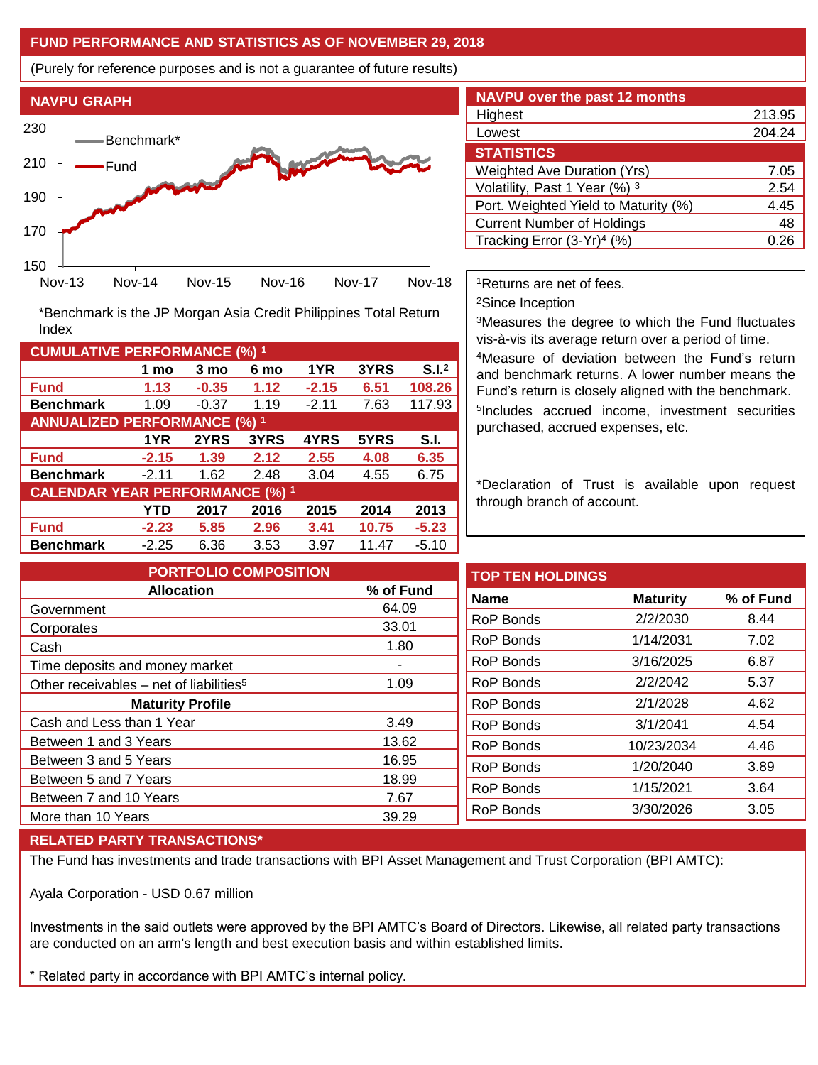## FUND PERFORMANCE AND STATISTICS AS OF NOVEMBER 29, 2018

(Purely for reference purposes and is not a guarantee of future results)

### NAVPU GRAPH

*Benchmark is the JP Morgan Asia Credit Philippines Total Return Index

### NAVPU over the past 12 months

| | |
|---|---|
| Highest | 213.95 |
| Lowest | 204.24 |

### STATISTICS

| | |
|---|---|
| Weighted Ave Duration (Yrs) | 7.05 |
| Volatility, Past 1 Year (%) [3] | 2.54 |
| Port. Weighted Yield to Maturity (%) | 4.45 |
| Current Number of Holdings | 48 |
| Tracking Error (3-Yr)[4] (%) | 0.26 |

### CUMULATIVE PERFORMANCE (%) [1]

| | 1 mo | 3 mo | 6 mo | 1YR | 3YRS | S.I.[2] |
|---|---|---|---|---|---|---|
| **Fund** | **1.13** | **-0.35** | **1.12** | **-2.15** | **6.51** | **108.26** |
| **Benchmark** | 1.09 | -0.37 | 1.19 | -2.11 | 7.63 | 117.93 |

### ANNUALIZED PERFORMANCE (%) [1]

| | 1YR | 2YRS | 3YRS | 4YRS | 5YRS | S.I. |
|---|---|---|---|---|---|---|
| **Fund** | **-2.15** | **1.39** | **2.12** | **2.55** | **4.08** | **6.35** |
| **Benchmark** | -2.11 | 1.62 | 2.48 | 3.04 | 4.55 | 6.75 |

### CALENDAR YEAR PERFORMANCE (%) [1]

| | YTD | 2017 | 2016 | 2015 | 2014 | 2013 |
|---|---|---|---|---|---|---|
| **Fund** | **-2.23** | **5.85** | **2.96** | **3.41** | **10.75** | **-5.23** |
| **Benchmark** | -2.25 | 6.36 | 3.53 | 3.97 | 11.47 | -5.10 |

[1]Returns are net of fees.

[2]Since Inception

[3]Measures the degree to which the Fund fluctuates vis-à-vis its average return over a period of time.

[4]Measure of deviation between the Fund's return and benchmark returns. A lower number means the Fund's return is closely aligned with the benchmark.

[5]Includes accrued income, investment securities purchased, accrued expenses, etc.

*Declaration of Trust is available upon request through branch of account.

### PORTFOLIO COMPOSITION

| Allocation | % of Fund |
|---|---|
| Government | 64.09 |
| Corporates | 33.01 |
| Cash | 1.80 |
| Time deposits and money market | - |
| Other receivables – net of liabilities[5] | 1.09 |
| **Maturity Profile** | |
| Cash and Less than 1 Year | 3.49 |
| Between 1 and 3 Years | 13.62 |
| Between 3 and 5 Years | 16.95 |
| Between 5 and 7 Years | 18.99 |
| Between 7 and 10 Years | 7.67 |
| More than 10 Years | 39.29 |

### TOP TEN HOLDINGS

| Name | Maturity | % of Fund |
|---|---|---|
| RoP Bonds | 2/2/2030 | 8.44 |
| RoP Bonds | 1/14/2031 | 7.02 |
| RoP Bonds | 3/16/2025 | 6.87 |
| RoP Bonds | 2/2/2042 | 5.37 |
| RoP Bonds | 2/1/2028 | 4.62 |
| RoP Bonds | 3/1/2041 | 4.54 |
| RoP Bonds | 10/23/2034 | 4.46 |
| RoP Bonds | 1/20/2040 | 3.89 |
| RoP Bonds | 1/15/2021 | 3.64 |
| RoP Bonds | 3/30/2026 | 3.05 |

### RELATED PARTY TRANSACTIONS*

The Fund has investments and trade transactions with BPI Asset Management and Trust Corporation (BPI AMTC):

Ayala Corporation - USD 0.67 million

Investments in the said outlets were approved by the BPI AMTC's Board of Directors. Likewise, all related party transactions are conducted on an arm's length and best execution basis and within established limits.

* Related party in accordance with BPI AMTC's internal policy.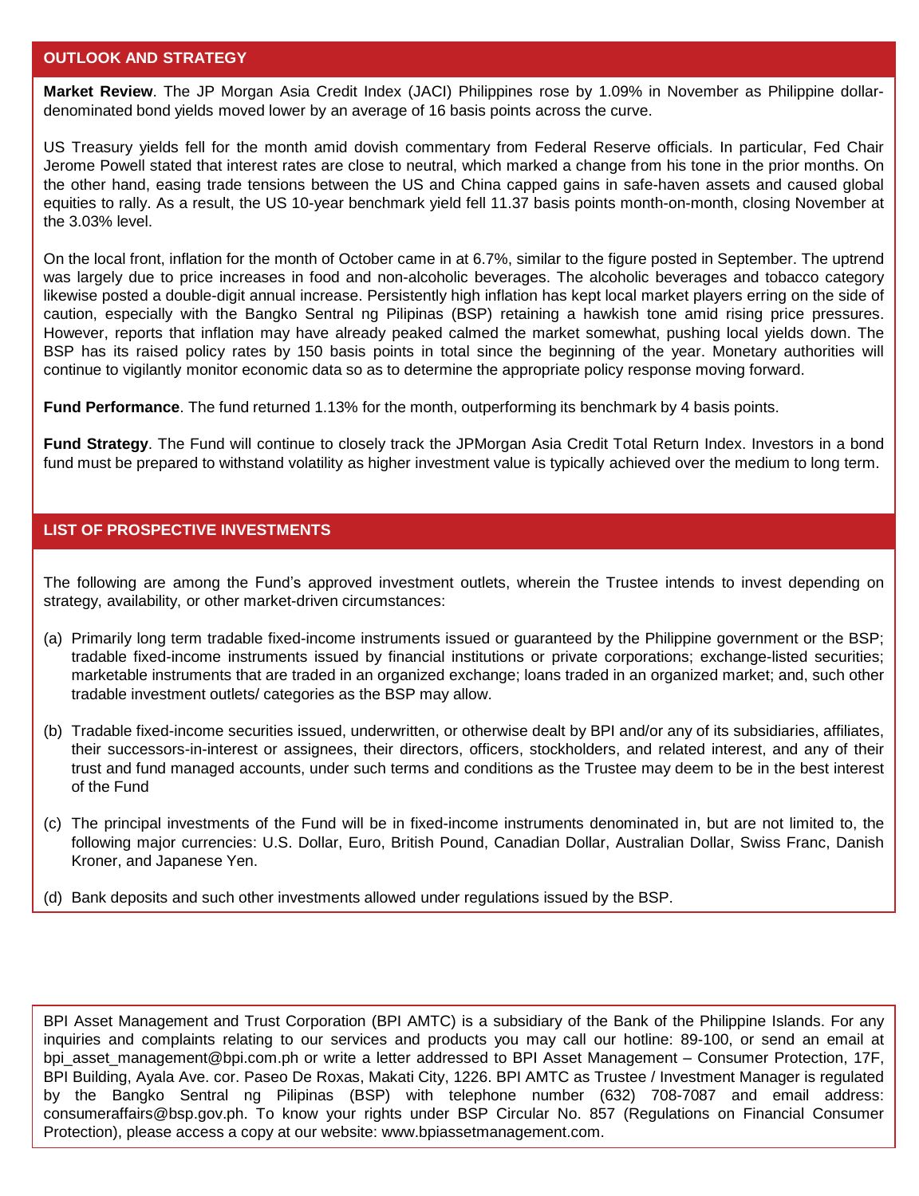## OUTLOOK AND STRATEGY

**Market Review**. The JP Morgan Asia Credit Index (JACI) Philippines rose by 1.09% in November as Philippine dollar-denominated bond yields moved lower by an average of 16 basis points across the curve.

US Treasury yields fell for the month amid dovish commentary from Federal Reserve officials. In particular, Fed Chair Jerome Powell stated that interest rates are close to neutral, which marked a change from his tone in the prior months. On the other hand, easing trade tensions between the US and China capped gains in safe-haven assets and caused global equities to rally. As a result, the US 10-year benchmark yield fell 11.37 basis points month-on-month, closing November at the 3.03% level.

On the local front, inflation for the month of October came in at 6.7%, similar to the figure posted in September. The uptrend was largely due to price increases in food and non-alcoholic beverages. The alcoholic beverages and tobacco category likewise posted a double-digit annual increase. Persistently high inflation has kept local market players erring on the side of caution, especially with the Bangko Sentral ng Pilipinas (BSP) retaining a hawkish tone amid rising price pressures. However, reports that inflation may have already peaked calmed the market somewhat, pushing local yields down. The BSP has its raised policy rates by 150 basis points in total since the beginning of the year. Monetary authorities will continue to vigilantly monitor economic data so as to determine the appropriate policy response moving forward.

**Fund Performance**. The fund returned 1.13% for the month, outperforming its benchmark by 4 basis points.

**Fund Strategy**. The Fund will continue to closely track the JPMorgan Asia Credit Total Return Index. Investors in a bond fund must be prepared to withstand volatility as higher investment value is typically achieved over the medium to long term.

## LIST OF PROSPECTIVE INVESTMENTS

The following are among the Fund's approved investment outlets, wherein the Trustee intends to invest depending on strategy, availability, or other market-driven circumstances:

(a) Primarily long term tradable fixed-income instruments issued or guaranteed by the Philippine government or the BSP; tradable fixed-income instruments issued by financial institutions or private corporations; exchange-listed securities; marketable instruments that are traded in an organized exchange; loans traded in an organized market; and, such other tradable investment outlets/ categories as the BSP may allow.

(b) Tradable fixed-income securities issued, underwritten, or otherwise dealt by BPI and/or any of its subsidiaries, affiliates, their successors-in-interest or assignees, their directors, officers, stockholders, and related interest, and any of their trust and fund managed accounts, under such terms and conditions as the Trustee may deem to be in the best interest of the Fund

(c) The principal investments of the Fund will be in fixed-income instruments denominated in, but are not limited to, the following major currencies: U.S. Dollar, Euro, British Pound, Canadian Dollar, Australian Dollar, Swiss Franc, Danish Kroner, and Japanese Yen.

(d) Bank deposits and such other investments allowed under regulations issued by the BSP.

BPI Asset Management and Trust Corporation (BPI AMTC) is a subsidiary of the Bank of the Philippine Islands. For any inquiries and complaints relating to our services and products you may call our hotline: 89-100, or send an email at bpi_asset_management@bpi.com.ph or write a letter addressed to BPI Asset Management – Consumer Protection, 17F, BPI Building, Ayala Ave. cor. Paseo De Roxas, Makati City, 1226. BPI AMTC as Trustee / Investment Manager is regulated by the Bangko Sentral ng Pilipinas (BSP) with telephone number (632) 708-7087 and email address: consumeraffairs@bsp.gov.ph. To know your rights under BSP Circular No. 857 (Regulations on Financial Consumer Protection), please access a copy at our website: www.bpiassetmanagement.com.